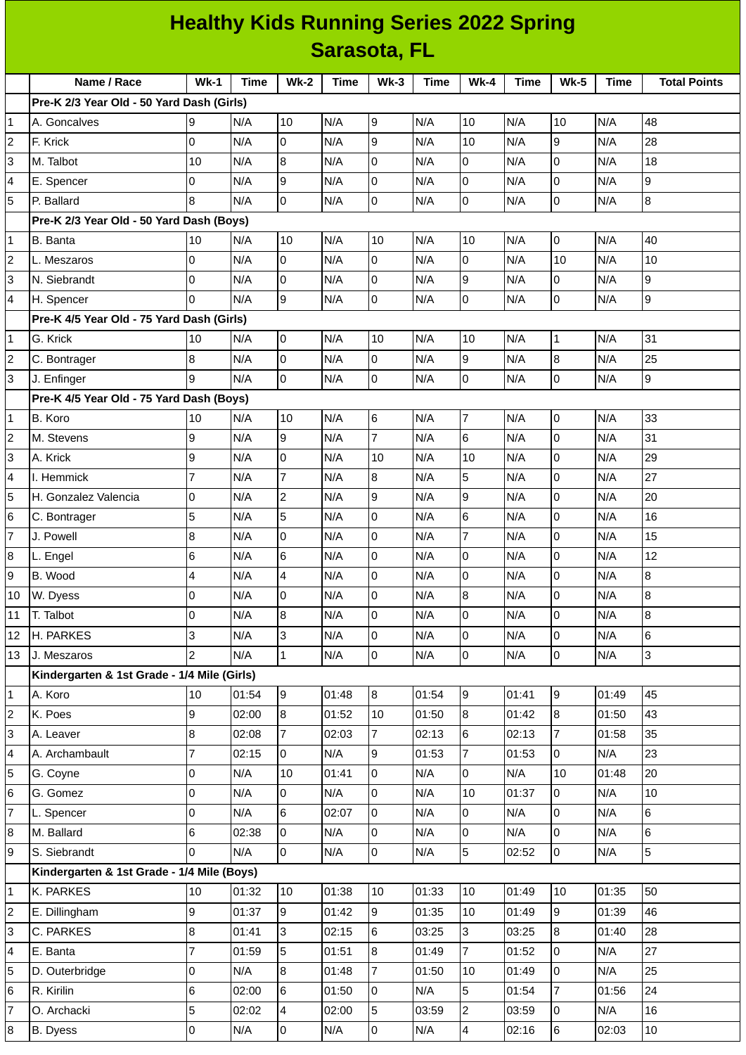# Healthy Kids Running Series 2022 Spring

## Sarasota, FL

| | Name / Race | Wk-1 | Time | Wk-2 | Time | Wk-3 | Time | Wk-4 | Time | Wk-5 | Time | Total Points |
|---|---|---|---|---|---|---|---|---|---|---|---|---|
| | **Pre-K 2/3 Year Old - 50 Yard Dash (Girls)** | | | | | | | | | | | |
| 1 | A. Goncalves | 9 | N/A | 10 | N/A | 9 | N/A | 10 | N/A | 10 | N/A | 48 |
| 2 | F. Krick | 0 | N/A | 0 | N/A | 9 | N/A | 10 | N/A | 9 | N/A | 28 |
| 3 | M. Talbot | 10 | N/A | 8 | N/A | 0 | N/A | 0 | N/A | 0 | N/A | 18 |
| 4 | E. Spencer | 0 | N/A | 9 | N/A | 0 | N/A | 0 | N/A | 0 | N/A | 9 |
| 5 | P. Ballard | 8 | N/A | 0 | N/A | 0 | N/A | 0 | N/A | 0 | N/A | 8 |
| | **Pre-K 2/3 Year Old - 50 Yard Dash (Boys)** | | | | | | | | | | | |
| 1 | B. Banta | 10 | N/A | 10 | N/A | 10 | N/A | 10 | N/A | 0 | N/A | 40 |
| 2 | L. Meszaros | 0 | N/A | 0 | N/A | 0 | N/A | 0 | N/A | 10 | N/A | 10 |
| 3 | N. Siebrandt | 0 | N/A | 0 | N/A | 0 | N/A | 9 | N/A | 0 | N/A | 9 |
| 4 | H. Spencer | 0 | N/A | 9 | N/A | 0 | N/A | 0 | N/A | 0 | N/A | 9 |
| | **Pre-K 4/5 Year Old - 75 Yard Dash (Girls)** | | | | | | | | | | | |
| 1 | G. Krick | 10 | N/A | 0 | N/A | 10 | N/A | 10 | N/A | 1 | N/A | 31 |
| 2 | C. Bontrager | 8 | N/A | 0 | N/A | 0 | N/A | 9 | N/A | 8 | N/A | 25 |
| 3 | J. Enfinger | 9 | N/A | 0 | N/A | 0 | N/A | 0 | N/A | 0 | N/A | 9 |
| | **Pre-K 4/5 Year Old - 75 Yard Dash (Boys)** | | | | | | | | | | | |
| 1 | B. Koro | 10 | N/A | 10 | N/A | 6 | N/A | 7 | N/A | 0 | N/A | 33 |
| 2 | M. Stevens | 9 | N/A | 9 | N/A | 7 | N/A | 6 | N/A | 0 | N/A | 31 |
| 3 | A. Krick | 9 | N/A | 0 | N/A | 10 | N/A | 10 | N/A | 0 | N/A | 29 |
| 4 | I. Hemmick | 7 | N/A | 7 | N/A | 8 | N/A | 5 | N/A | 0 | N/A | 27 |
| 5 | H. Gonzalez Valencia | 0 | N/A | 2 | N/A | 9 | N/A | 9 | N/A | 0 | N/A | 20 |
| 6 | C. Bontrager | 5 | N/A | 5 | N/A | 0 | N/A | 6 | N/A | 0 | N/A | 16 |
| 7 | J. Powell | 8 | N/A | 0 | N/A | 0 | N/A | 7 | N/A | 0 | N/A | 15 |
| 8 | L. Engel | 6 | N/A | 6 | N/A | 0 | N/A | 0 | N/A | 0 | N/A | 12 |
| 9 | B. Wood | 4 | N/A | 4 | N/A | 0 | N/A | 0 | N/A | 0 | N/A | 8 |
| 10 | W. Dyess | 0 | N/A | 0 | N/A | 0 | N/A | 8 | N/A | 0 | N/A | 8 |
| 11 | T. Talbot | 0 | N/A | 8 | N/A | 0 | N/A | 0 | N/A | 0 | N/A | 8 |
| 12 | H. PARKES | 3 | N/A | 3 | N/A | 0 | N/A | 0 | N/A | 0 | N/A | 6 |
| 13 | J. Meszaros | 2 | N/A | 1 | N/A | 0 | N/A | 0 | N/A | 0 | N/A | 3 |
| | **Kindergarten & 1st Grade - 1/4 Mile (Girls)** | | | | | | | | | | | |
| 1 | A. Koro | 10 | 01:54 | 9 | 01:48 | 8 | 01:54 | 9 | 01:41 | 9 | 01:49 | 45 |
| 2 | K. Poes | 9 | 02:00 | 8 | 01:52 | 10 | 01:50 | 8 | 01:42 | 8 | 01:50 | 43 |
| 3 | A. Leaver | 8 | 02:08 | 7 | 02:03 | 7 | 02:13 | 6 | 02:13 | 7 | 01:58 | 35 |
| 4 | A. Archambault | 7 | 02:15 | 0 | N/A | 9 | 01:53 | 7 | 01:53 | 0 | N/A | 23 |
| 5 | G. Coyne | 0 | N/A | 10 | 01:41 | 0 | N/A | 0 | N/A | 10 | 01:48 | 20 |
| 6 | G. Gomez | 0 | N/A | 0 | N/A | 0 | N/A | 10 | 01:37 | 0 | N/A | 10 |
| 7 | L. Spencer | 0 | N/A | 6 | 02:07 | 0 | N/A | 0 | N/A | 0 | N/A | 6 |
| 8 | M. Ballard | 6 | 02:38 | 0 | N/A | 0 | N/A | 0 | N/A | 0 | N/A | 6 |
| 9 | S. Siebrandt | 0 | N/A | 0 | N/A | 0 | N/A | 5 | 02:52 | 0 | N/A | 5 |
| | **Kindergarten & 1st Grade - 1/4 Mile (Boys)** | | | | | | | | | | | |
| 1 | K. PARKES | 10 | 01:32 | 10 | 01:38 | 10 | 01:33 | 10 | 01:49 | 10 | 01:35 | 50 |
| 2 | E. Dillingham | 9 | 01:37 | 9 | 01:42 | 9 | 01:35 | 10 | 01:49 | 9 | 01:39 | 46 |
| 3 | C. PARKES | 8 | 01:41 | 3 | 02:15 | 6 | 03:25 | 3 | 03:25 | 8 | 01:40 | 28 |
| 4 | E. Banta | 7 | 01:59 | 5 | 01:51 | 8 | 01:49 | 7 | 01:52 | 0 | N/A | 27 |
| 5 | D. Outerbridge | 0 | N/A | 8 | 01:48 | 7 | 01:50 | 10 | 01:49 | 0 | N/A | 25 |
| 6 | R. Kirilin | 6 | 02:00 | 6 | 01:50 | 0 | N/A | 5 | 01:54 | 7 | 01:56 | 24 |
| 7 | O. Archacki | 5 | 02:02 | 4 | 02:00 | 5 | 03:59 | 2 | 03:59 | 0 | N/A | 16 |
| 8 | B. Dyess | 0 | N/A | 0 | N/A | 0 | N/A | 4 | 02:16 | 6 | 02:03 | 10 |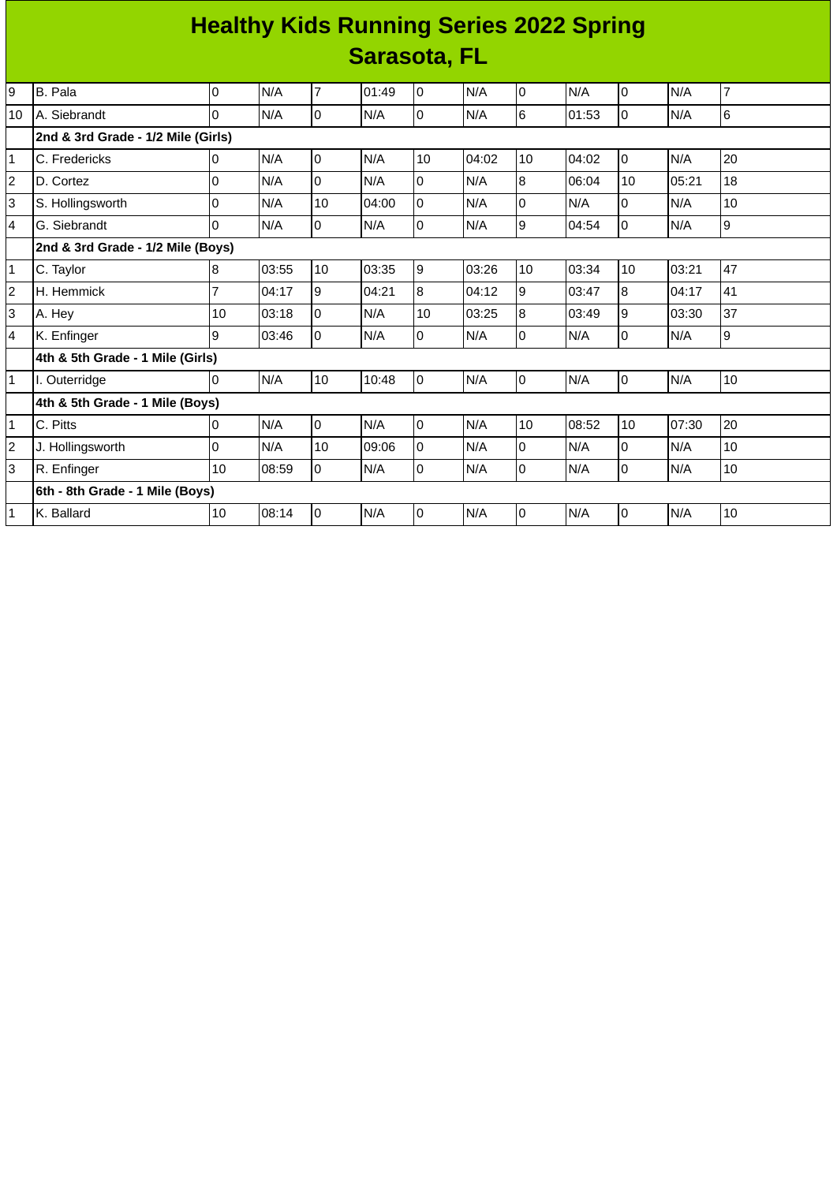# Healthy Kids Running Series 2022 Spring
## Sarasota, FL

| | | | | | | | | | | | | |
|---|---|---|---|---|---|---|---|---|---|---|---|---|
| 9 | B. Pala | 0 | N/A | 7 | 01:49 | 0 | N/A | 0 | N/A | 0 | N/A | 7 |
| 10 | A. Siebrandt | 0 | N/A | 0 | N/A | 0 | N/A | 6 | 01:53 | 0 | N/A | 6 |
| | **2nd & 3rd Grade - 1/2 Mile (Girls)** | | | | | | | | | | | |
| 1 | C. Fredericks | 0 | N/A | 0 | N/A | 10 | 04:02 | 10 | 04:02 | 0 | N/A | 20 |
| 2 | D. Cortez | 0 | N/A | 0 | N/A | 0 | N/A | 8 | 06:04 | 10 | 05:21 | 18 |
| 3 | S. Hollingsworth | 0 | N/A | 10 | 04:00 | 0 | N/A | 0 | N/A | 0 | N/A | 10 |
| 4 | G. Siebrandt | 0 | N/A | 0 | N/A | 0 | N/A | 9 | 04:54 | 0 | N/A | 9 |
| | **2nd & 3rd Grade - 1/2 Mile (Boys)** | | | | | | | | | | | |
| 1 | C. Taylor | 8 | 03:55 | 10 | 03:35 | 9 | 03:26 | 10 | 03:34 | 10 | 03:21 | 47 |
| 2 | H. Hemmick | 7 | 04:17 | 9 | 04:21 | 8 | 04:12 | 9 | 03:47 | 8 | 04:17 | 41 |
| 3 | A. Hey | 10 | 03:18 | 0 | N/A | 10 | 03:25 | 8 | 03:49 | 9 | 03:30 | 37 |
| 4 | K. Enfinger | 9 | 03:46 | 0 | N/A | 0 | N/A | 0 | N/A | 0 | N/A | 9 |
| | **4th & 5th Grade - 1 Mile (Girls)** | | | | | | | | | | | |
| 1 | I. Outerridge | 0 | N/A | 10 | 10:48 | 0 | N/A | 0 | N/A | 0 | N/A | 10 |
| | **4th & 5th Grade - 1 Mile (Boys)** | | | | | | | | | | | |
| 1 | C. Pitts | 0 | N/A | 0 | N/A | 0 | N/A | 10 | 08:52 | 10 | 07:30 | 20 |
| 2 | J. Hollingsworth | 0 | N/A | 10 | 09:06 | 0 | N/A | 0 | N/A | 0 | N/A | 10 |
| 3 | R. Enfinger | 10 | 08:59 | 0 | N/A | 0 | N/A | 0 | N/A | 0 | N/A | 10 |
| | **6th - 8th Grade - 1 Mile (Boys)** | | | | | | | | | | | |
| 1 | K. Ballard | 10 | 08:14 | 0 | N/A | 0 | N/A | 0 | N/A | 0 | N/A | 10 |